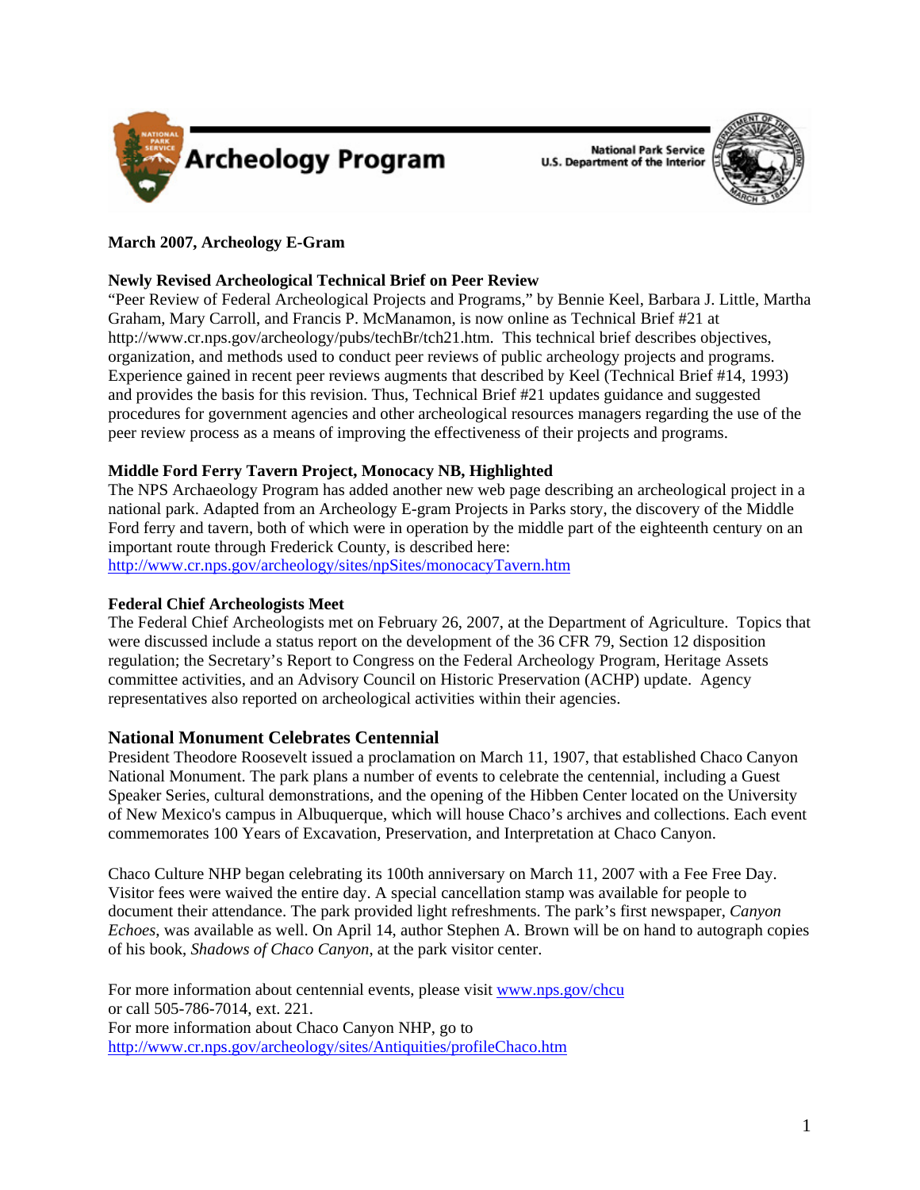# Archeology Program

National Park Service
U.S. Department of the Interior

**March 2007, Archeology E-Gram**

**Newly Revised Archeological Technical Brief on Peer Review**

"Peer Review of Federal Archeological Projects and Programs," by Bennie Keel, Barbara J. Little, Martha Graham, Mary Carroll, and Francis P. McManamon, is now online as Technical Brief #21 at http://www.cr.nps.gov/archeology/pubs/techBr/tch21.htm. This technical brief describes objectives, organization, and methods used to conduct peer reviews of public archeology projects and programs. Experience gained in recent peer reviews augments that described by Keel (Technical Brief #14, 1993) and provides the basis for this revision. Thus, Technical Brief #21 updates guidance and suggested procedures for government agencies and other archeological resources managers regarding the use of the peer review process as a means of improving the effectiveness of their projects and programs.

**Middle Ford Ferry Tavern Project, Monocacy NB, Highlighted**

The NPS Archaeology Program has added another new web page describing an archeological project in a national park. Adapted from an Archeology E-gram Projects in Parks story, the discovery of the Middle Ford ferry and tavern, both of which were in operation by the middle part of the eighteenth century on an important route through Frederick County, is described here: http://www.cr.nps.gov/archeology/sites/npSites/monocacyTavern.htm

**Federal Chief Archeologists Meet**

The Federal Chief Archeologists met on February 26, 2007, at the Department of Agriculture. Topics that were discussed include a status report on the development of the 36 CFR 79, Section 12 disposition regulation; the Secretary's Report to Congress on the Federal Archeology Program, Heritage Assets committee activities, and an Advisory Council on Historic Preservation (ACHP) update. Agency representatives also reported on archeological activities within their agencies.

## National Monument Celebrates Centennial

President Theodore Roosevelt issued a proclamation on March 11, 1907, that established Chaco Canyon National Monument. The park plans a number of events to celebrate the centennial, including a Guest Speaker Series, cultural demonstrations, and the opening of the Hibben Center located on the University of New Mexico's campus in Albuquerque, which will house Chaco's archives and collections. Each event commemorates 100 Years of Excavation, Preservation, and Interpretation at Chaco Canyon.

Chaco Culture NHP began celebrating its 100th anniversary on March 11, 2007 with a Fee Free Day. Visitor fees were waived the entire day. A special cancellation stamp was available for people to document their attendance. The park provided light refreshments. The park's first newspaper, *Canyon Echoes*, was available as well. On April 14, author Stephen A. Brown will be on hand to autograph copies of his book, *Shadows of Chaco Canyon*, at the park visitor center.

For more information about centennial events, please visit www.nps.gov/chcu
or call 505-786-7014, ext. 221.
For more information about Chaco Canyon NHP, go to
http://www.cr.nps.gov/archeology/sites/Antiquities/profileChaco.htm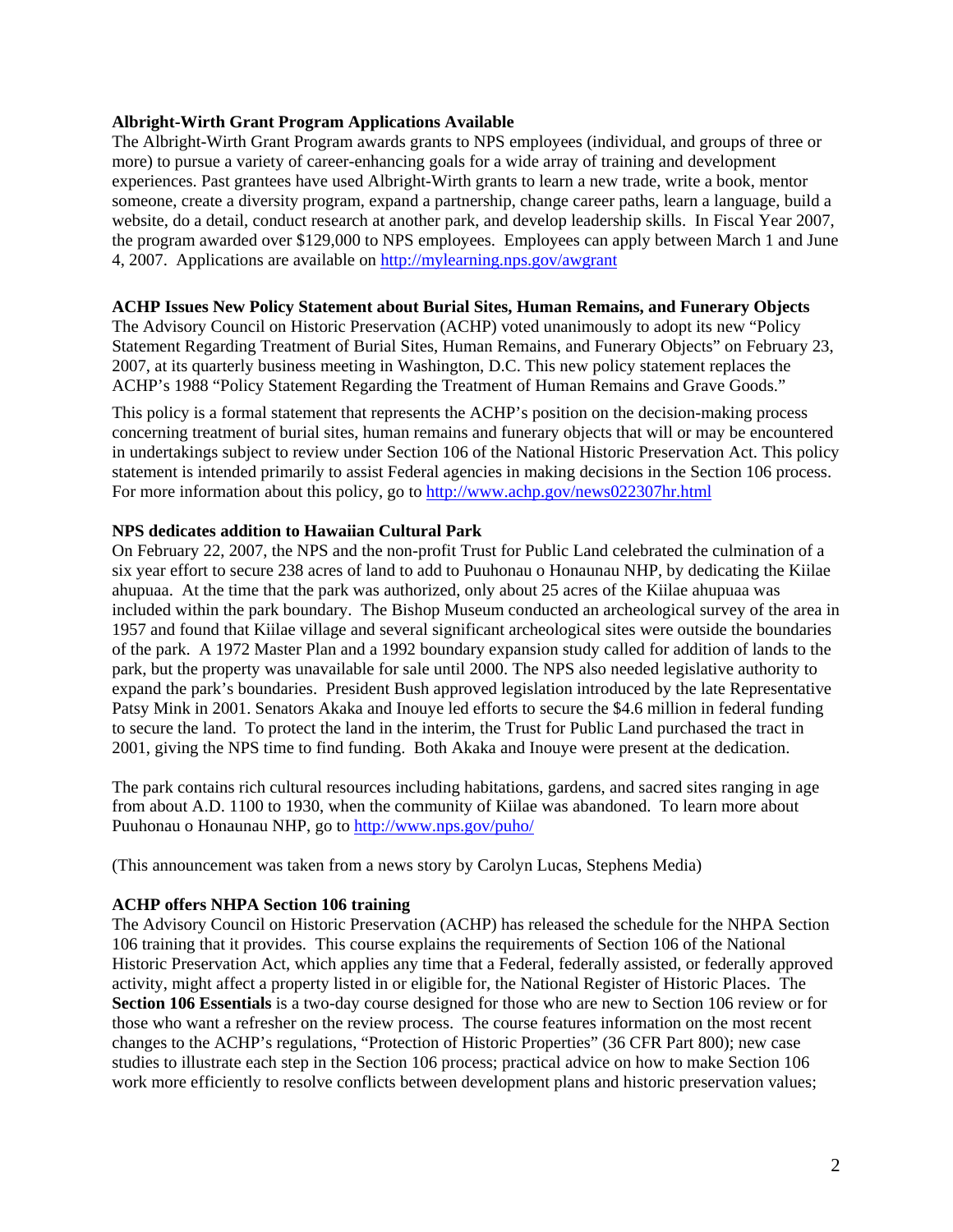**Albright-Wirth Grant Program Applications Available**

The Albright-Wirth Grant Program awards grants to NPS employees (individual, and groups of three or more) to pursue a variety of career-enhancing goals for a wide array of training and development experiences. Past grantees have used Albright-Wirth grants to learn a new trade, write a book, mentor someone, create a diversity program, expand a partnership, change career paths, learn a language, build a website, do a detail, conduct research at another park, and develop leadership skills. In Fiscal Year 2007, the program awarded over $129,000 to NPS employees. Employees can apply between March 1 and June 4, 2007. Applications are available on http://mylearning.nps.gov/awgrant

**ACHP Issues New Policy Statement about Burial Sites, Human Remains, and Funerary Objects**

The Advisory Council on Historic Preservation (ACHP) voted unanimously to adopt its new "Policy Statement Regarding Treatment of Burial Sites, Human Remains, and Funerary Objects" on February 23, 2007, at its quarterly business meeting in Washington, D.C. This new policy statement replaces the ACHP's 1988 "Policy Statement Regarding the Treatment of Human Remains and Grave Goods."

This policy is a formal statement that represents the ACHP's position on the decision-making process concerning treatment of burial sites, human remains and funerary objects that will or may be encountered in undertakings subject to review under Section 106 of the National Historic Preservation Act. This policy statement is intended primarily to assist Federal agencies in making decisions in the Section 106 process. For more information about this policy, go to http://www.achp.gov/news022307hr.html

**NPS dedicates addition to Hawaiian Cultural Park**

On February 22, 2007, the NPS and the non-profit Trust for Public Land celebrated the culmination of a six year effort to secure 238 acres of land to add to Puuhonau o Honaunau NHP, by dedicating the Kiilae ahupuaa. At the time that the park was authorized, only about 25 acres of the Kiilae ahupuaa was included within the park boundary. The Bishop Museum conducted an archeological survey of the area in 1957 and found that Kiilae village and several significant archeological sites were outside the boundaries of the park. A 1972 Master Plan and a 1992 boundary expansion study called for addition of lands to the park, but the property was unavailable for sale until 2000. The NPS also needed legislative authority to expand the park's boundaries. President Bush approved legislation introduced by the late Representative Patsy Mink in 2001. Senators Akaka and Inouye led efforts to secure the $4.6 million in federal funding to secure the land. To protect the land in the interim, the Trust for Public Land purchased the tract in 2001, giving the NPS time to find funding. Both Akaka and Inouye were present at the dedication.

The park contains rich cultural resources including habitations, gardens, and sacred sites ranging in age from about A.D. 1100 to 1930, when the community of Kiilae was abandoned. To learn more about Puuhonau o Honaunau NHP, go to http://www.nps.gov/puho/

(This announcement was taken from a news story by Carolyn Lucas, Stephens Media)

**ACHP offers NHPA Section 106 training**

The Advisory Council on Historic Preservation (ACHP) has released the schedule for the NHPA Section 106 training that it provides. This course explains the requirements of Section 106 of the National Historic Preservation Act, which applies any time that a Federal, federally assisted, or federally approved activity, might affect a property listed in or eligible for, the National Register of Historic Places. The **Section 106 Essentials** is a two-day course designed for those who are new to Section 106 review or for those who want a refresher on the review process. The course features information on the most recent changes to the ACHP's regulations, "Protection of Historic Properties" (36 CFR Part 800); new case studies to illustrate each step in the Section 106 process; practical advice on how to make Section 106 work more efficiently to resolve conflicts between development plans and historic preservation values;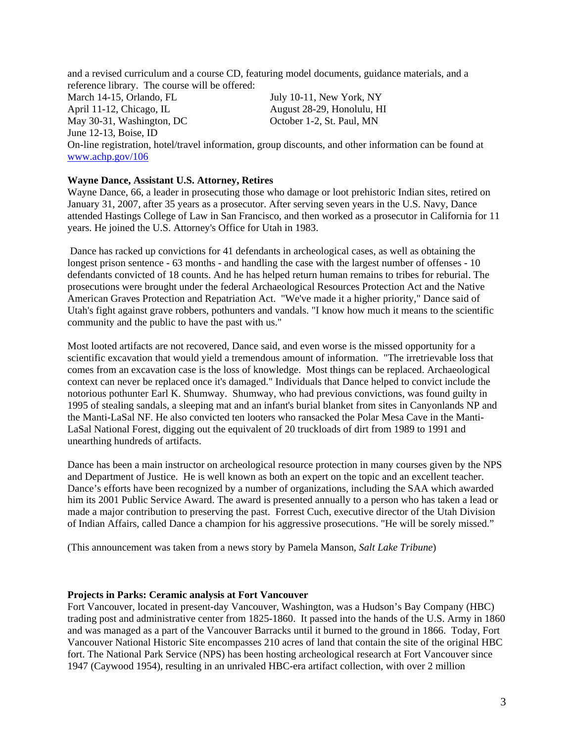and a revised curriculum and a course CD, featuring model documents, guidance materials, and a reference library. The course will be offered:

March 14-15, Orlando, FL
April 11-12, Chicago, IL
May 30-31, Washington, DC
June 12-13, Boise, ID
July 10-11, New York, NY
August 28-29, Honolulu, HI
October 1-2, St. Paul, MN

On-line registration, hotel/travel information, group discounts, and other information can be found at www.achp.gov/106

**Wayne Dance, Assistant U.S. Attorney, Retires**

Wayne Dance, 66, a leader in prosecuting those who damage or loot prehistoric Indian sites, retired on January 31, 2007, after 35 years as a prosecutor. After serving seven years in the U.S. Navy, Dance attended Hastings College of Law in San Francisco, and then worked as a prosecutor in California for 11 years. He joined the U.S. Attorney's Office for Utah in 1983.

Dance has racked up convictions for 41 defendants in archeological cases, as well as obtaining the longest prison sentence - 63 months - and handling the case with the largest number of offenses - 10 defendants convicted of 18 counts. And he has helped return human remains to tribes for reburial. The prosecutions were brought under the federal Archaeological Resources Protection Act and the Native American Graves Protection and Repatriation Act. "We've made it a higher priority," Dance said of Utah's fight against grave robbers, pothunters and vandals. "I know how much it means to the scientific community and the public to have the past with us."

Most looted artifacts are not recovered, Dance said, and even worse is the missed opportunity for a scientific excavation that would yield a tremendous amount of information. "The irretrievable loss that comes from an excavation case is the loss of knowledge. Most things can be replaced. Archaeological context can never be replaced once it's damaged." Individuals that Dance helped to convict include the notorious pothunter Earl K. Shumway. Shumway, who had previous convictions, was found guilty in 1995 of stealing sandals, a sleeping mat and an infant's burial blanket from sites in Canyonlands NP and the Manti-LaSal NF. He also convicted ten looters who ransacked the Polar Mesa Cave in the Manti-LaSal National Forest, digging out the equivalent of 20 truckloads of dirt from 1989 to 1991 and unearthing hundreds of artifacts.

Dance has been a main instructor on archeological resource protection in many courses given by the NPS and Department of Justice. He is well known as both an expert on the topic and an excellent teacher. Dance's efforts have been recognized by a number of organizations, including the SAA which awarded him its 2001 Public Service Award. The award is presented annually to a person who has taken a lead or made a major contribution to preserving the past. Forrest Cuch, executive director of the Utah Division of Indian Affairs, called Dance a champion for his aggressive prosecutions. "He will be sorely missed."

(This announcement was taken from a news story by Pamela Manson, *Salt Lake Tribune*)

**Projects in Parks: Ceramic analysis at Fort Vancouver**

Fort Vancouver, located in present-day Vancouver, Washington, was a Hudson's Bay Company (HBC) trading post and administrative center from 1825-1860. It passed into the hands of the U.S. Army in 1860 and was managed as a part of the Vancouver Barracks until it burned to the ground in 1866. Today, Fort Vancouver National Historic Site encompasses 210 acres of land that contain the site of the original HBC fort. The National Park Service (NPS) has been hosting archeological research at Fort Vancouver since 1947 (Caywood 1954), resulting in an unrivaled HBC-era artifact collection, with over 2 million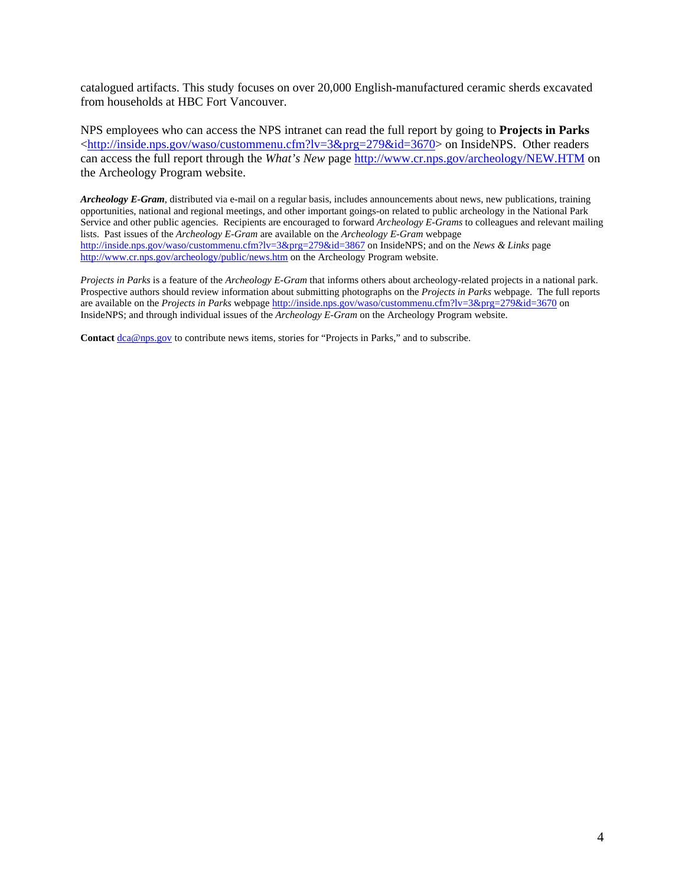catalogued artifacts. This study focuses on over 20,000 English-manufactured ceramic sherds excavated from households at HBC Fort Vancouver.

NPS employees who can access the NPS intranet can read the full report by going to **Projects in Parks** <http://inside.nps.gov/waso/custommenu.cfm?lv=3&prg=279&id=3670> on InsideNPS. Other readers can access the full report through the *What's New* page http://www.cr.nps.gov/archeology/NEW.HTM on the Archeology Program website.

***Archeology E-Gram***, distributed via e-mail on a regular basis, includes announcements about news, new publications, training opportunities, national and regional meetings, and other important goings-on related to public archeology in the National Park Service and other public agencies. Recipients are encouraged to forward *Archeology E-Grams* to colleagues and relevant mailing lists. Past issues of the *Archeology E-Gram* are available on the *Archeology E-Gram* webpage http://inside.nps.gov/waso/custommenu.cfm?lv=3&prg=279&id=3867 on InsideNPS; and on the *News & Links* page http://www.cr.nps.gov/archeology/public/news.htm on the Archeology Program website.

*Projects in Parks* is a feature of the *Archeology E-Gram* that informs others about archeology-related projects in a national park. Prospective authors should review information about submitting photographs on the *Projects in Parks* webpage. The full reports are available on the *Projects in Parks* webpage http://inside.nps.gov/waso/custommenu.cfm?lv=3&prg=279&id=3670 on InsideNPS; and through individual issues of the *Archeology E-Gram* on the Archeology Program website.

**Contact** dca@nps.gov to contribute news items, stories for "Projects in Parks," and to subscribe.